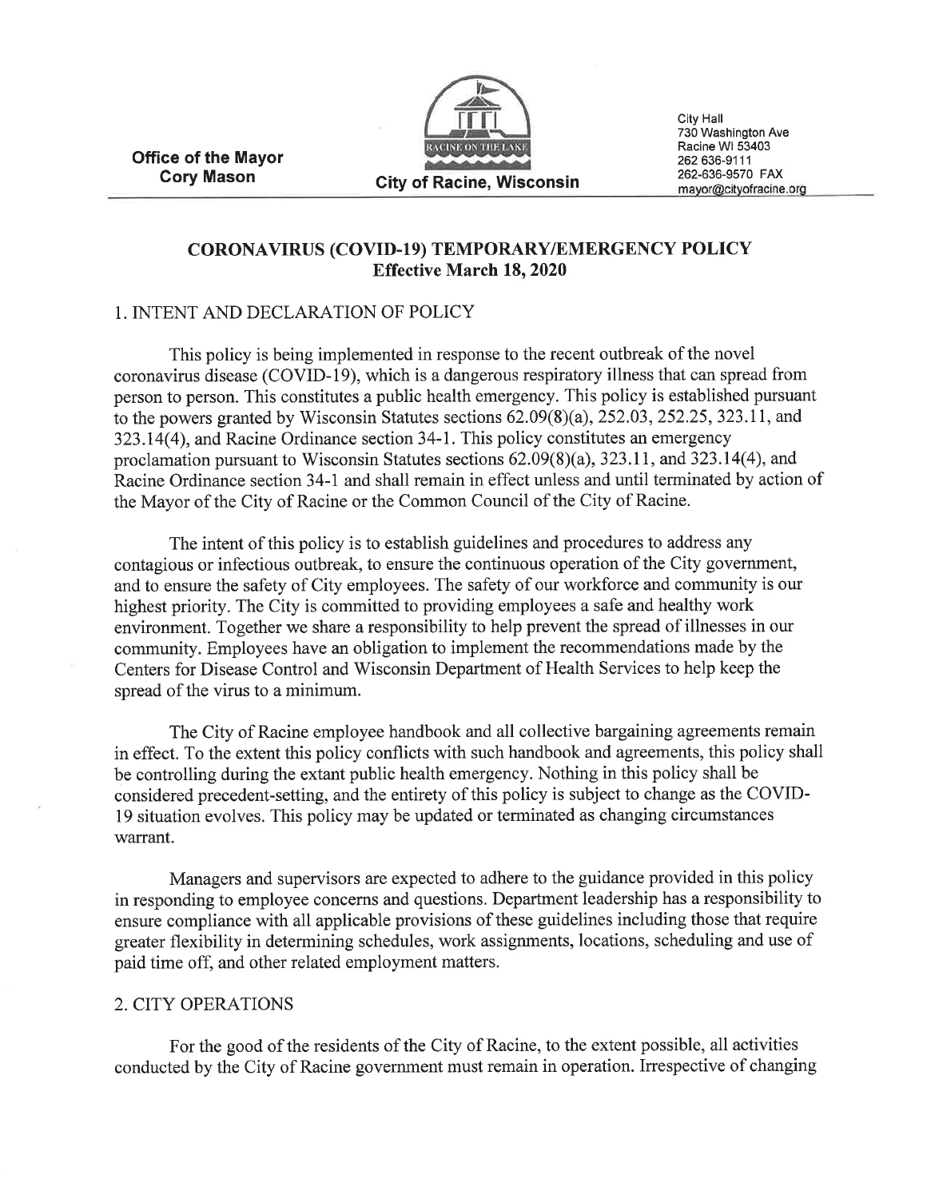**Office of the Mayor**
**Cory Mason**

**City of Racine, Wisconsin**

City Hall
730 Washington Ave
Racine WI 53403
262 636-9111
262-636-9570 FAX
mayor@cityofracine.org

# CORONAVIRUS (COVID-19) TEMPORARY/EMERGENCY POLICY

**Effective March 18, 2020**

## 1. INTENT AND DECLARATION OF POLICY

This policy is being implemented in response to the recent outbreak of the novel coronavirus disease (COVID-19), which is a dangerous respiratory illness that can spread from person to person. This constitutes a public health emergency. This policy is established pursuant to the powers granted by Wisconsin Statutes sections 62.09(8)(a), 252.03, 252.25, 323.11, and 323.14(4), and Racine Ordinance section 34-1. This policy constitutes an emergency proclamation pursuant to Wisconsin Statutes sections 62.09(8)(a), 323.11, and 323.14(4), and Racine Ordinance section 34-1 and shall remain in effect unless and until terminated by action of the Mayor of the City of Racine or the Common Council of the City of Racine.

The intent of this policy is to establish guidelines and procedures to address any contagious or infectious outbreak, to ensure the continuous operation of the City government, and to ensure the safety of City employees. The safety of our workforce and community is our highest priority. The City is committed to providing employees a safe and healthy work environment. Together we share a responsibility to help prevent the spread of illnesses in our community. Employees have an obligation to implement the recommendations made by the Centers for Disease Control and Wisconsin Department of Health Services to help keep the spread of the virus to a minimum.

The City of Racine employee handbook and all collective bargaining agreements remain in effect. To the extent this policy conflicts with such handbook and agreements, this policy shall be controlling during the extant public health emergency. Nothing in this policy shall be considered precedent-setting, and the entirety of this policy is subject to change as the COVID-19 situation evolves. This policy may be updated or terminated as changing circumstances warrant.

Managers and supervisors are expected to adhere to the guidance provided in this policy in responding to employee concerns and questions. Department leadership has a responsibility to ensure compliance with all applicable provisions of these guidelines including those that require greater flexibility in determining schedules, work assignments, locations, scheduling and use of paid time off, and other related employment matters.

## 2. CITY OPERATIONS

For the good of the residents of the City of Racine, to the extent possible, all activities conducted by the City of Racine government must remain in operation. Irrespective of changing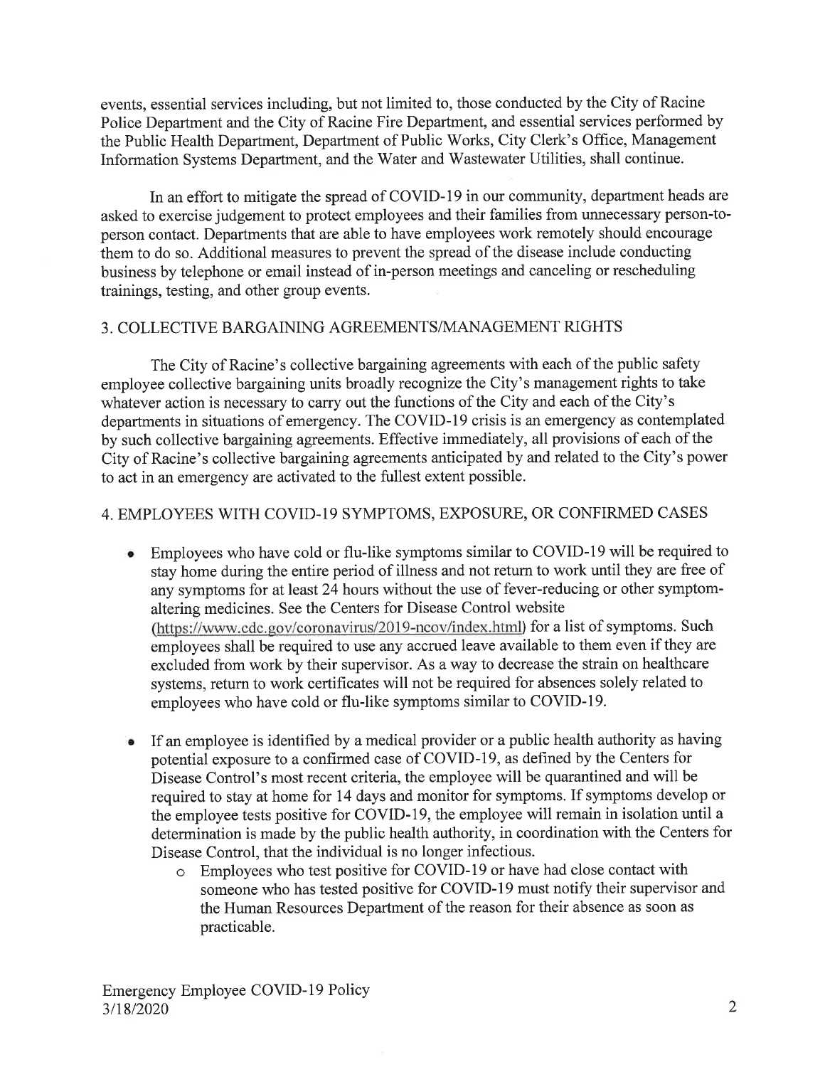events, essential services including, but not limited to, those conducted by the City of Racine Police Department and the City of Racine Fire Department, and essential services performed by the Public Health Department, Department of Public Works, City Clerk's Office, Management Information Systems Department, and the Water and Wastewater Utilities, shall continue.

In an effort to mitigate the spread of COVID-19 in our community, department heads are asked to exercise judgement to protect employees and their families from unnecessary person-to-person contact. Departments that are able to have employees work remotely should encourage them to do so. Additional measures to prevent the spread of the disease include conducting business by telephone or email instead of in-person meetings and canceling or rescheduling trainings, testing, and other group events.

## 3. COLLECTIVE BARGAINING AGREEMENTS/MANAGEMENT RIGHTS

The City of Racine's collective bargaining agreements with each of the public safety employee collective bargaining units broadly recognize the City's management rights to take whatever action is necessary to carry out the functions of the City and each of the City's departments in situations of emergency. The COVID-19 crisis is an emergency as contemplated by such collective bargaining agreements. Effective immediately, all provisions of each of the City of Racine's collective bargaining agreements anticipated by and related to the City's power to act in an emergency are activated to the fullest extent possible.

## 4. EMPLOYEES WITH COVID-19 SYMPTOMS, EXPOSURE, OR CONFIRMED CASES

- Employees who have cold or flu-like symptoms similar to COVID-19 will be required to stay home during the entire period of illness and not return to work until they are free of any symptoms for at least 24 hours without the use of fever-reducing or other symptom-altering medicines. See the Centers for Disease Control website (https://www.cdc.gov/coronavirus/2019-ncov/index.html) for a list of symptoms. Such employees shall be required to use any accrued leave available to them even if they are excluded from work by their supervisor. As a way to decrease the strain on healthcare systems, return to work certificates will not be required for absences solely related to employees who have cold or flu-like symptoms similar to COVID-19.

- If an employee is identified by a medical provider or a public health authority as having potential exposure to a confirmed case of COVID-19, as defined by the Centers for Disease Control's most recent criteria, the employee will be quarantined and will be required to stay at home for 14 days and monitor for symptoms. If symptoms develop or the employee tests positive for COVID-19, the employee will remain in isolation until a determination is made by the public health authority, in coordination with the Centers for Disease Control, that the individual is no longer infectious.
  - Employees who test positive for COVID-19 or have had close contact with someone who has tested positive for COVID-19 must notify their supervisor and the Human Resources Department of the reason for their absence as soon as practicable.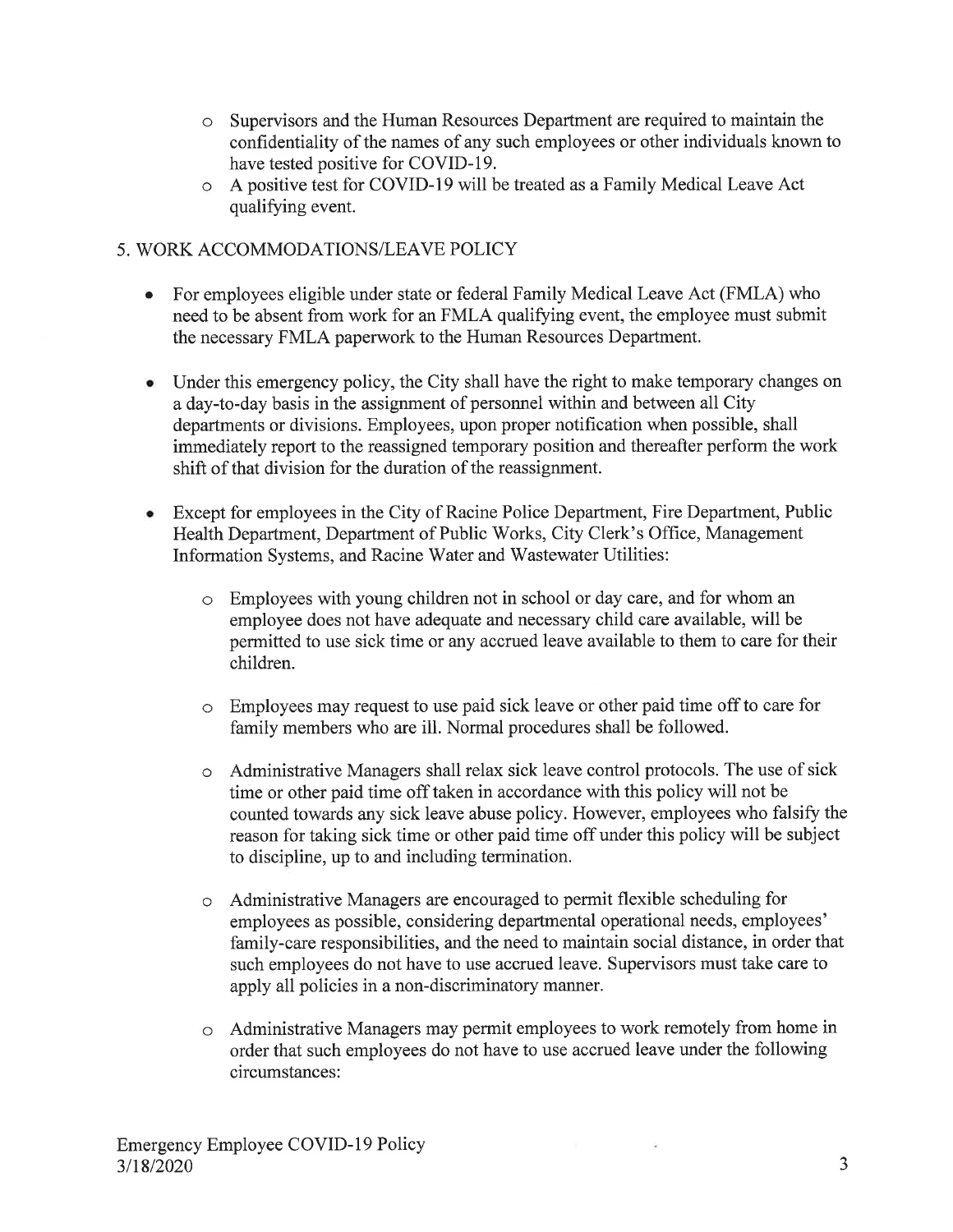- Supervisors and the Human Resources Department are required to maintain the confidentiality of the names of any such employees or other individuals known to have tested positive for COVID-19.
- A positive test for COVID-19 will be treated as a Family Medical Leave Act qualifying event.

## 5. WORK ACCOMMODATIONS/LEAVE POLICY

- For employees eligible under state or federal Family Medical Leave Act (FMLA) who need to be absent from work for an FMLA qualifying event, the employee must submit the necessary FMLA paperwork to the Human Resources Department.

- Under this emergency policy, the City shall have the right to make temporary changes on a day-to-day basis in the assignment of personnel within and between all City departments or divisions. Employees, upon proper notification when possible, shall immediately report to the reassigned temporary position and thereafter perform the work shift of that division for the duration of the reassignment.

- Except for employees in the City of Racine Police Department, Fire Department, Public Health Department, Department of Public Works, City Clerk's Office, Management Information Systems, and Racine Water and Wastewater Utilities:

  - Employees with young children not in school or day care, and for whom an employee does not have adequate and necessary child care available, will be permitted to use sick time or any accrued leave available to them to care for their children.

  - Employees may request to use paid sick leave or other paid time off to care for family members who are ill. Normal procedures shall be followed.

  - Administrative Managers shall relax sick leave control protocols. The use of sick time or other paid time off taken in accordance with this policy will not be counted towards any sick leave abuse policy. However, employees who falsify the reason for taking sick time or other paid time off under this policy will be subject to discipline, up to and including termination.

  - Administrative Managers are encouraged to permit flexible scheduling for employees as possible, considering departmental operational needs, employees' family-care responsibilities, and the need to maintain social distance, in order that such employees do not have to use accrued leave. Supervisors must take care to apply all policies in a non-discriminatory manner.

  - Administrative Managers may permit employees to work remotely from home in order that such employees do not have to use accrued leave under the following circumstances: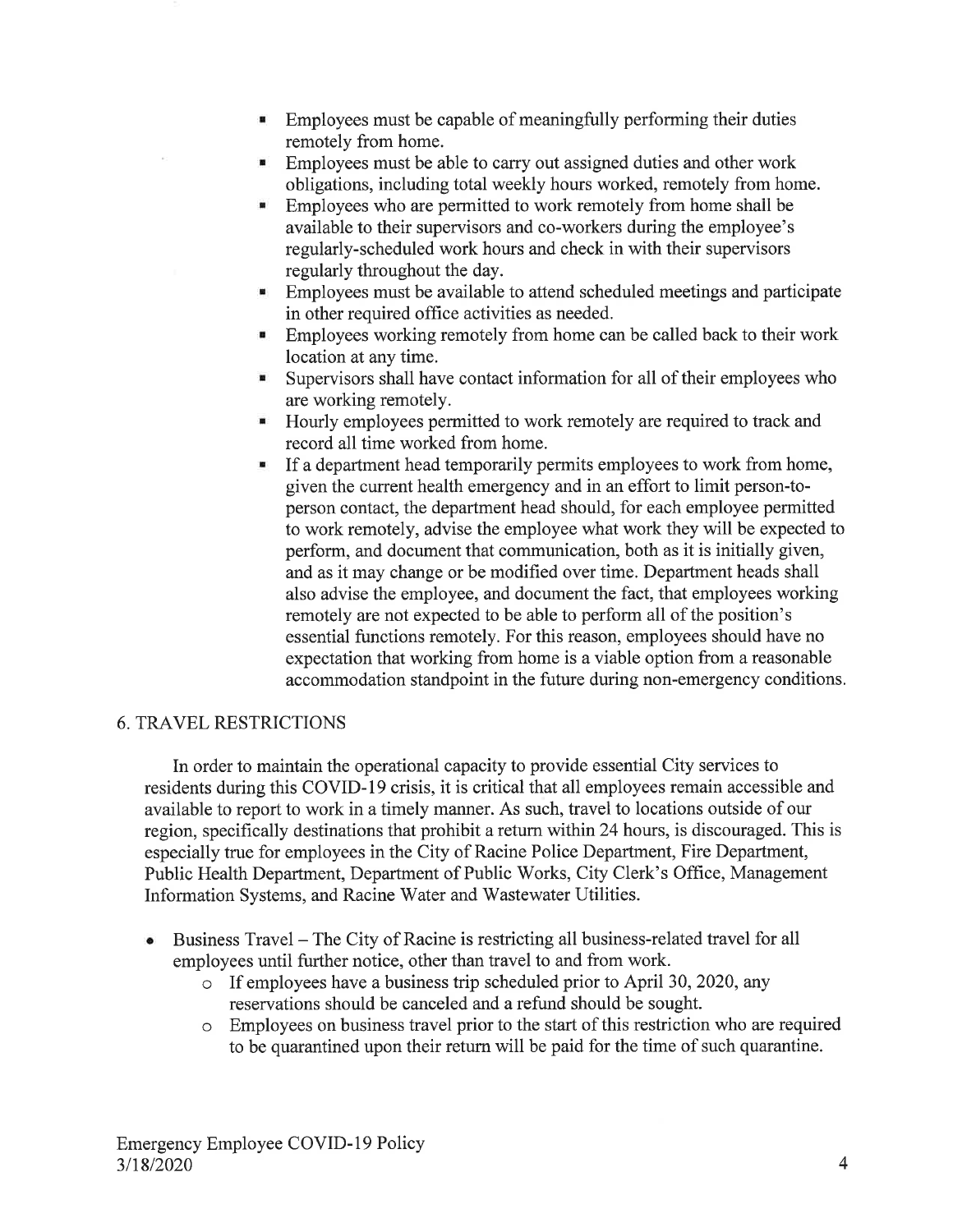- Employees must be capable of meaningfully performing their duties remotely from home.
- Employees must be able to carry out assigned duties and other work obligations, including total weekly hours worked, remotely from home.
- Employees who are permitted to work remotely from home shall be available to their supervisors and co-workers during the employee's regularly-scheduled work hours and check in with their supervisors regularly throughout the day.
- Employees must be available to attend scheduled meetings and participate in other required office activities as needed.
- Employees working remotely from home can be called back to their work location at any time.
- Supervisors shall have contact information for all of their employees who are working remotely.
- Hourly employees permitted to work remotely are required to track and record all time worked from home.
- If a department head temporarily permits employees to work from home, given the current health emergency and in an effort to limit person-to-person contact, the department head should, for each employee permitted to work remotely, advise the employee what work they will be expected to perform, and document that communication, both as it is initially given, and as it may change or be modified over time. Department heads shall also advise the employee, and document the fact, that employees working remotely are not expected to be able to perform all of the position's essential functions remotely. For this reason, employees should have no expectation that working from home is a viable option from a reasonable accommodation standpoint in the future during non-emergency conditions.

## 6. TRAVEL RESTRICTIONS

In order to maintain the operational capacity to provide essential City services to residents during this COVID-19 crisis, it is critical that all employees remain accessible and available to report to work in a timely manner. As such, travel to locations outside of our region, specifically destinations that prohibit a return within 24 hours, is discouraged. This is especially true for employees in the City of Racine Police Department, Fire Department, Public Health Department, Department of Public Works, City Clerk's Office, Management Information Systems, and Racine Water and Wastewater Utilities.

- Business Travel – The City of Racine is restricting all business-related travel for all employees until further notice, other than travel to and from work.
  - If employees have a business trip scheduled prior to April 30, 2020, any reservations should be canceled and a refund should be sought.
  - Employees on business travel prior to the start of this restriction who are required to be quarantined upon their return will be paid for the time of such quarantine.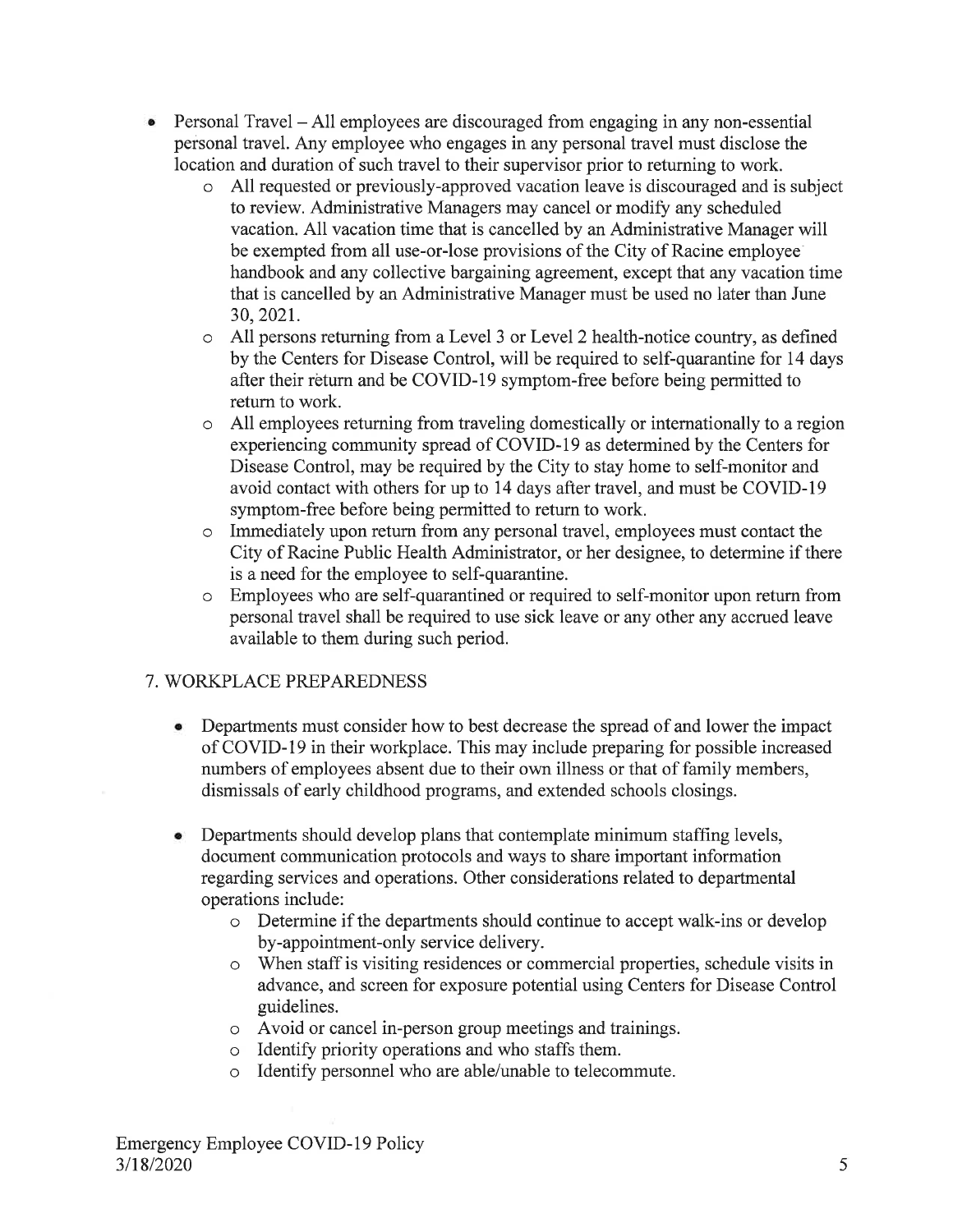- Personal Travel – All employees are discouraged from engaging in any non-essential personal travel. Any employee who engages in any personal travel must disclose the location and duration of such travel to their supervisor prior to returning to work.
  - All requested or previously-approved vacation leave is discouraged and is subject to review. Administrative Managers may cancel or modify any scheduled vacation. All vacation time that is cancelled by an Administrative Manager will be exempted from all use-or-lose provisions of the City of Racine employee handbook and any collective bargaining agreement, except that any vacation time that is cancelled by an Administrative Manager must be used no later than June 30, 2021.
  - All persons returning from a Level 3 or Level 2 health-notice country, as defined by the Centers for Disease Control, will be required to self-quarantine for 14 days after their return and be COVID-19 symptom-free before being permitted to return to work.
  - All employees returning from traveling domestically or internationally to a region experiencing community spread of COVID-19 as determined by the Centers for Disease Control, may be required by the City to stay home to self-monitor and avoid contact with others for up to 14 days after travel, and must be COVID-19 symptom-free before being permitted to return to work.
  - Immediately upon return from any personal travel, employees must contact the City of Racine Public Health Administrator, or her designee, to determine if there is a need for the employee to self-quarantine.
  - Employees who are self-quarantined or required to self-monitor upon return from personal travel shall be required to use sick leave or any other any accrued leave available to them during such period.

## 7. WORKPLACE PREPAREDNESS

- Departments must consider how to best decrease the spread of and lower the impact of COVID-19 in their workplace. This may include preparing for possible increased numbers of employees absent due to their own illness or that of family members, dismissals of early childhood programs, and extended schools closings.

- Departments should develop plans that contemplate minimum staffing levels, document communication protocols and ways to share important information regarding services and operations. Other considerations related to departmental operations include:
  - Determine if the departments should continue to accept walk-ins or develop by-appointment-only service delivery.
  - When staff is visiting residences or commercial properties, schedule visits in advance, and screen for exposure potential using Centers for Disease Control guidelines.
  - Avoid or cancel in-person group meetings and trainings.
  - Identify priority operations and who staffs them.
  - Identify personnel who are able/unable to telecommute.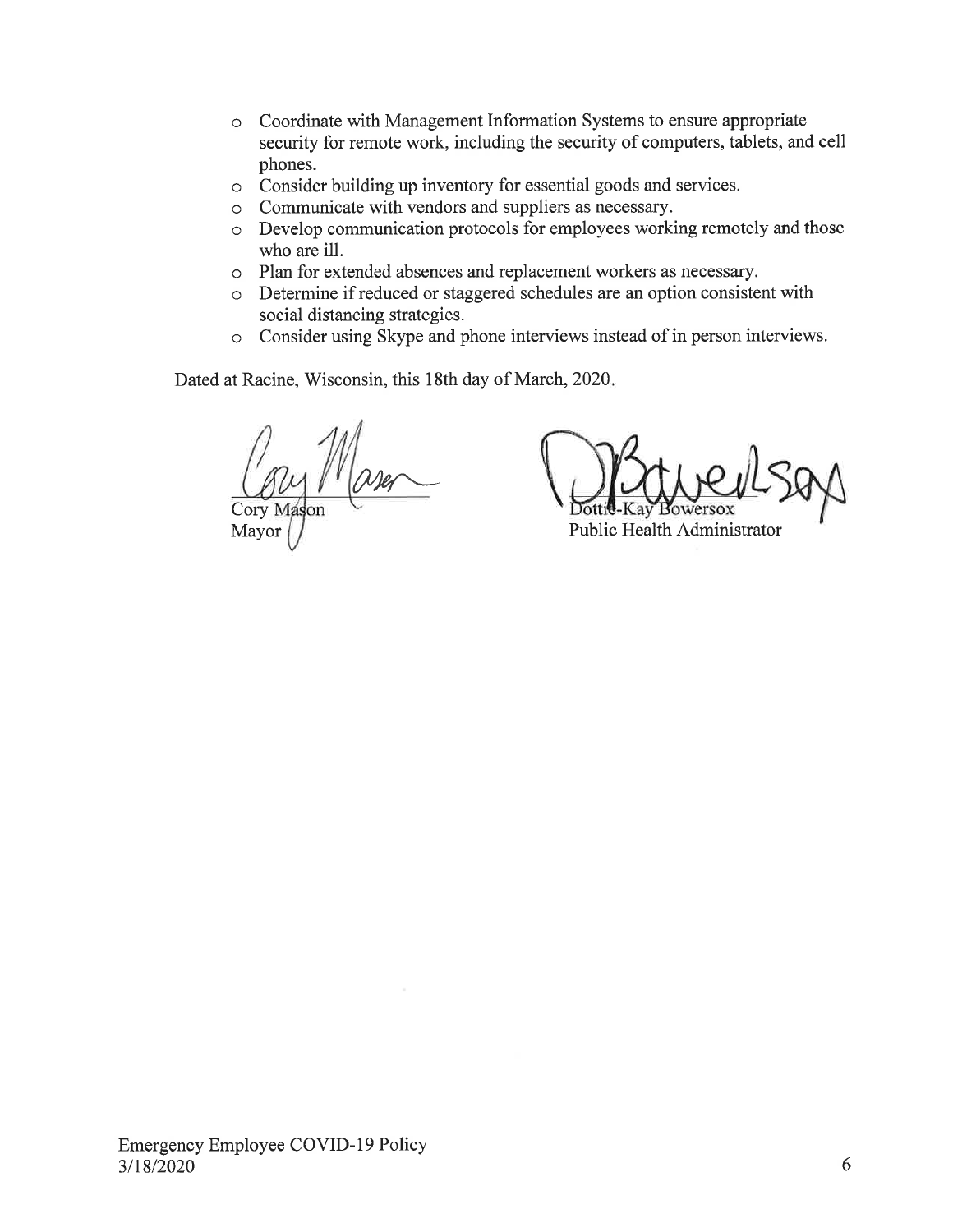- Coordinate with Management Information Systems to ensure appropriate security for remote work, including the security of computers, tablets, and cell phones.
- Consider building up inventory for essential goods and services.
- Communicate with vendors and suppliers as necessary.
- Develop communication protocols for employees working remotely and those who are ill.
- Plan for extended absences and replacement workers as necessary.
- Determine if reduced or staggered schedules are an option consistent with social distancing strategies.
- Consider using Skype and phone interviews instead of in person interviews.

Dated at Racine, Wisconsin, this 18th day of March, 2020.

Cory Mason
Mayor

Dottie-Kay Bowersox
Public Health Administrator